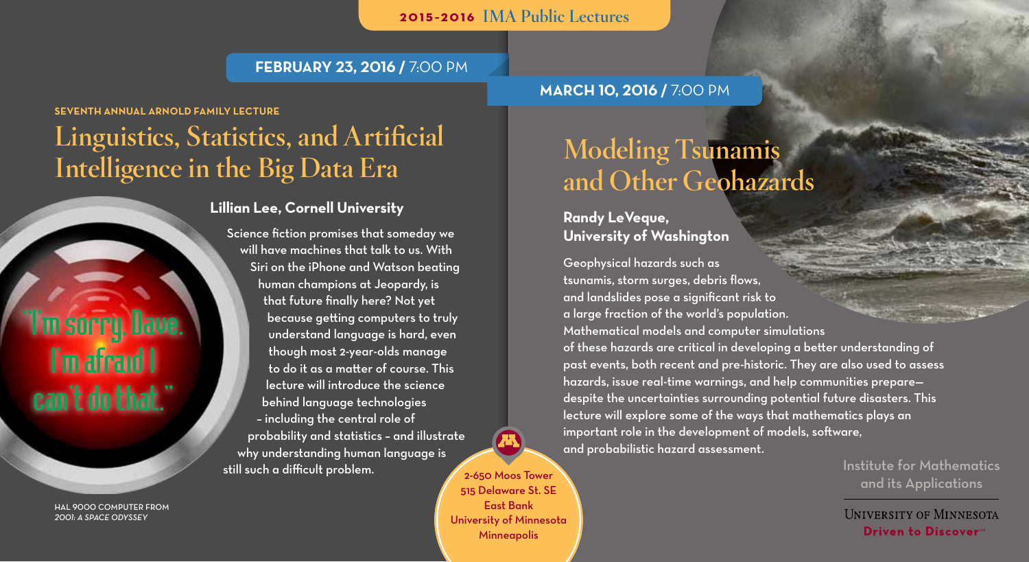**2015-2016 IMA Public Lectures**

**FEBRUARY 23, 2016 /** 7:00 PM

**SEVENTH ANNUAL ARNOLD FAMILY LECTURE**

# Linguistics, Statistics, and Artificial Intelligence in the Big Data Era

"I'm sorry, Dave. I'm afraid I can't do that."

**Lillian Lee, Cornell University**

Science fiction promises that someday we will have machines that talk to us. With Siri on the iPhone and Watson beating human champions at Jeopardy, is that future finally here? Not yet because getting computers to truly understand language is hard, even though most 2-year-olds manage to do it as a matter of course. This lecture will introduce the science behind language technologies – including the central role of probability and statistics – and illustrate why understanding human language is still such a difficult problem.

HAL 9000 COMPUTER FROM *2001: A SPACE ODYSSEY*

**MARCH 10, 2016 /** 7:00 PM

# Modeling Tsunamis and Other Geohazards

**Randy LeVeque, University of Washington**

Geophysical hazards such as tsunamis, storm surges, debris flows, and landslides pose a significant risk to a large fraction of the world's population. Mathematical models and computer simulations of these hazards are critical in developing a better understanding of past events, both recent and pre-historic. They are also used to assess hazards, issue real-time warnings, and help communities prepare—despite the uncertainties surrounding potential future disasters. This lecture will explore some of the ways that mathematics plays an important role in the development of models, software, and probabilistic hazard assessment.

2-650 Moos Tower
515 Delaware St. SE
East Bank
University of Minnesota
Minneapolis

Institute for Mathematics and its Applications

UNIVERSITY OF MINNESOTA
**Driven to Discover℠**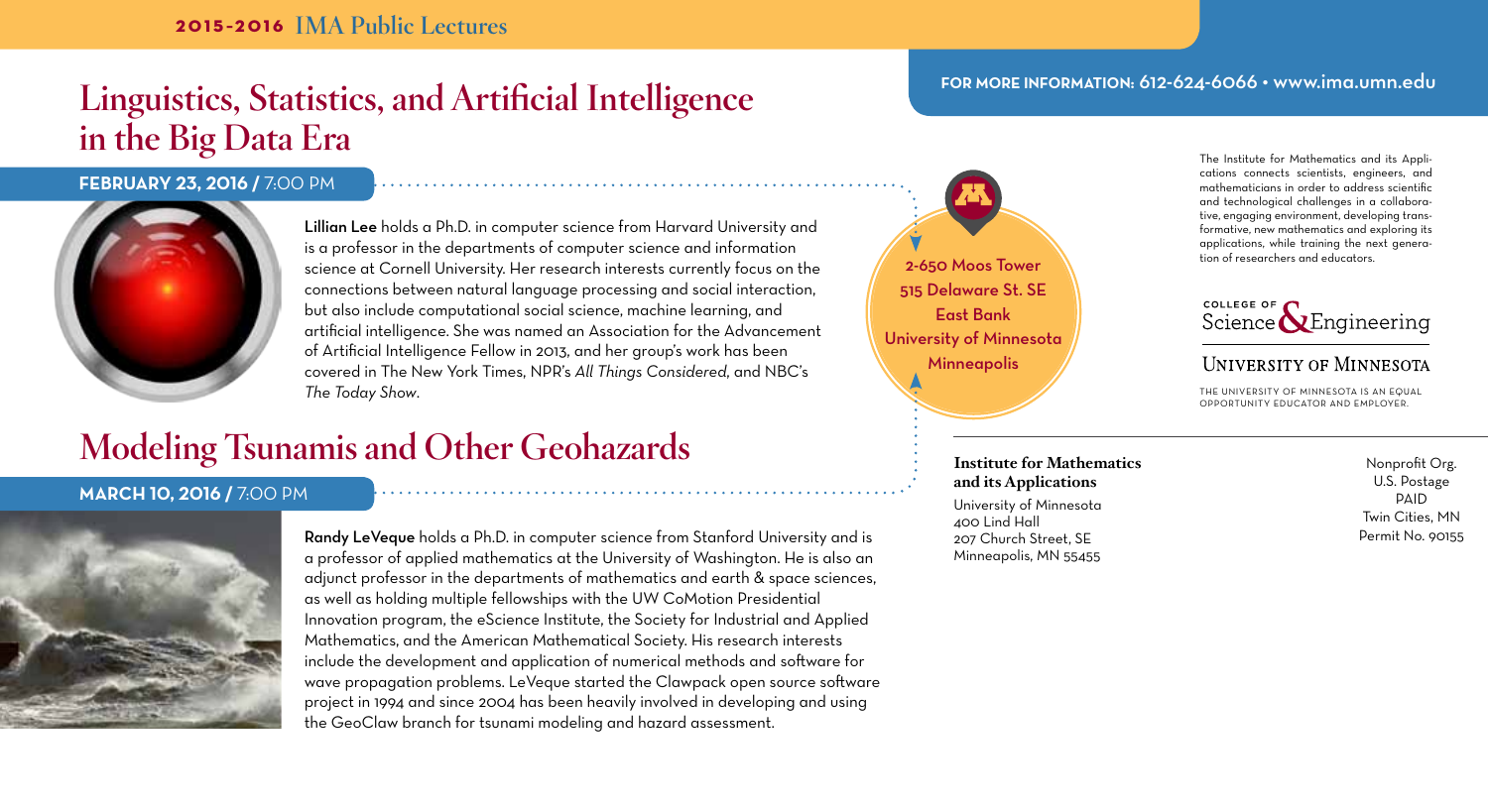**2015-2016** IMA Public Lectures

# Linguistics, Statistics, and Artificial Intelligence in the Big Data Era

**FEBRUARY 23, 2016 /** 7:00 PM

**Lillian Lee** holds a Ph.D. in computer science from Harvard University and is a professor in the departments of computer science and information science at Cornell University. Her research interests currently focus on the connections between natural language processing and social interaction, but also include computational social science, machine learning, and artificial intelligence. She was named an Association for the Advancement of Artificial Intelligence Fellow in 2013, and her group's work has been covered in The New York Times, NPR's *All Things Considered*, and NBC's *The Today Show*.

# Modeling Tsunamis and Other Geohazards

**MARCH 10, 2016 /** 7:00 PM

**Randy LeVeque** holds a Ph.D. in computer science from Stanford University and is a professor of applied mathematics at the University of Washington. He is also an adjunct professor in the departments of mathematics and earth & space sciences, as well as holding multiple fellowships with the UW CoMotion Presidential Innovation program, the eScience Institute, the Society for Industrial and Applied Mathematics, and the American Mathematical Society. His research interests include the development and application of numerical methods and software for wave propagation problems. LeVeque started the Clawpack open source software project in 1994 and since 2004 has been heavily involved in developing and using the GeoClaw branch for tsunami modeling and hazard assessment.

2-650 Moos Tower
515 Delaware St. SE
East Bank
University of Minnesota
Minneapolis

**FOR MORE INFORMATION: 612-624-6066 • www.ima.umn.edu**

The Institute for Mathematics and its Applications connects scientists, engineers, and mathematicians in order to address scientific and technological challenges in a collaborative, engaging environment, developing transformative, new mathematics and exploring its applications, while training the next generation of researchers and educators.

College of Science & Engineering

University of Minnesota

THE UNIVERSITY OF MINNESOTA IS AN EQUAL OPPORTUNITY EDUCATOR AND EMPLOYER.

**Institute for Mathematics and its Applications**
University of Minnesota
400 Lind Hall
207 Church Street, SE
Minneapolis, MN 55455

Nonprofit Org.
U.S. Postage
PAID
Twin Cities, MN
Permit No. 90155